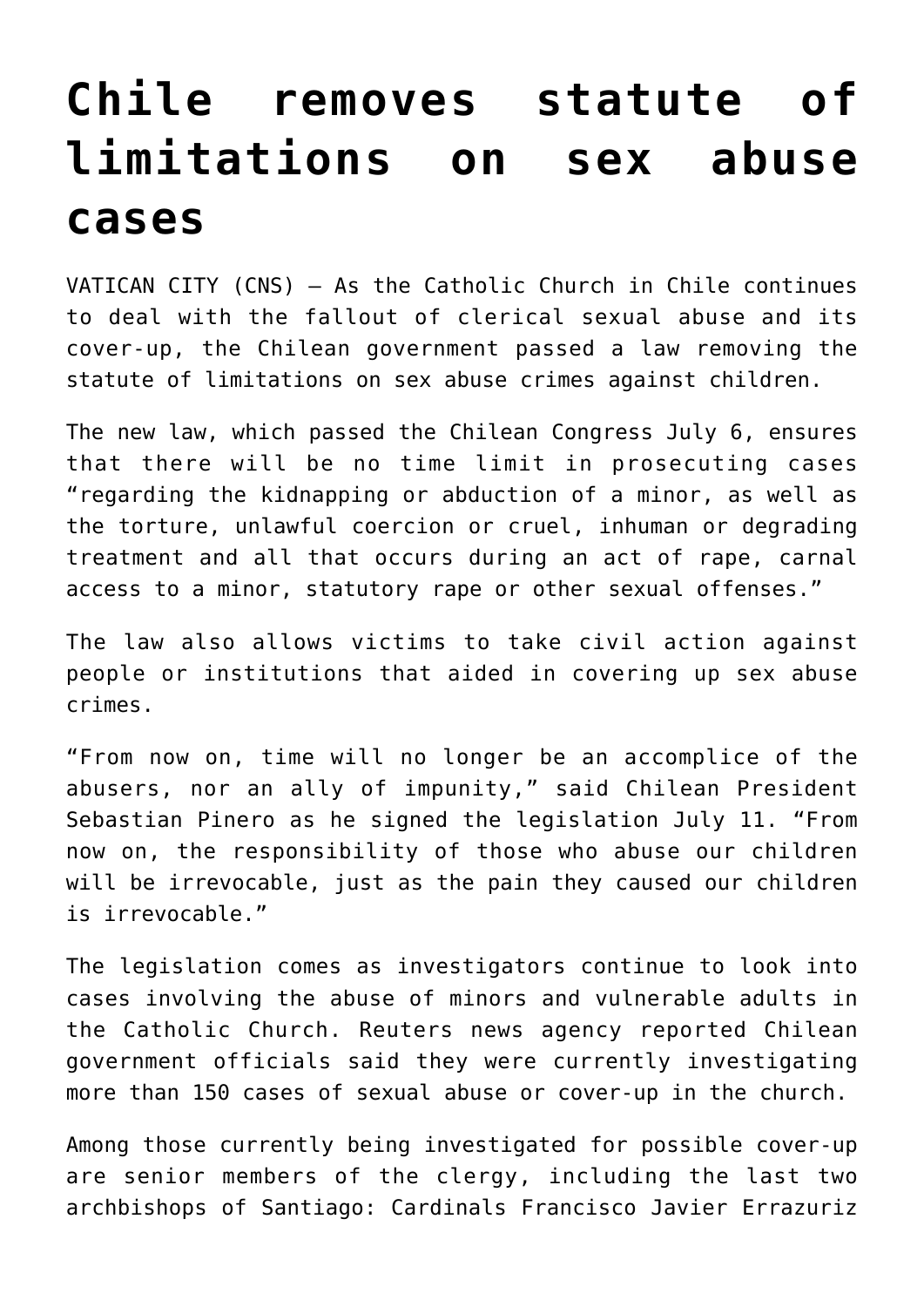# Chile removes statute of limitations on sex abuse cases

VATICAN CITY (CNS) — As the Catholic Church in Chile continues to deal with the fallout of clerical sexual abuse and its cover-up, the Chilean government passed a law removing the statute of limitations on sex abuse crimes against children.

The new law, which passed the Chilean Congress July 6, ensures that there will be no time limit in prosecuting cases "regarding the kidnapping or abduction of a minor, as well as the torture, unlawful coercion or cruel, inhuman or degrading treatment and all that occurs during an act of rape, carnal access to a minor, statutory rape or other sexual offenses."

The law also allows victims to take civil action against people or institutions that aided in covering up sex abuse crimes.

"From now on, time will no longer be an accomplice of the abusers, nor an ally of impunity," said Chilean President Sebastian Pinero as he signed the legislation July 11. "From now on, the responsibility of those who abuse our children will be irrevocable, just as the pain they caused our children is irrevocable."

The legislation comes as investigators continue to look into cases involving the abuse of minors and vulnerable adults in the Catholic Church. Reuters news agency reported Chilean government officials said they were currently investigating more than 150 cases of sexual abuse or cover-up in the church.

Among those currently being investigated for possible cover-up are senior members of the clergy, including the last two archbishops of Santiago: Cardinals Francisco Javier Errazuriz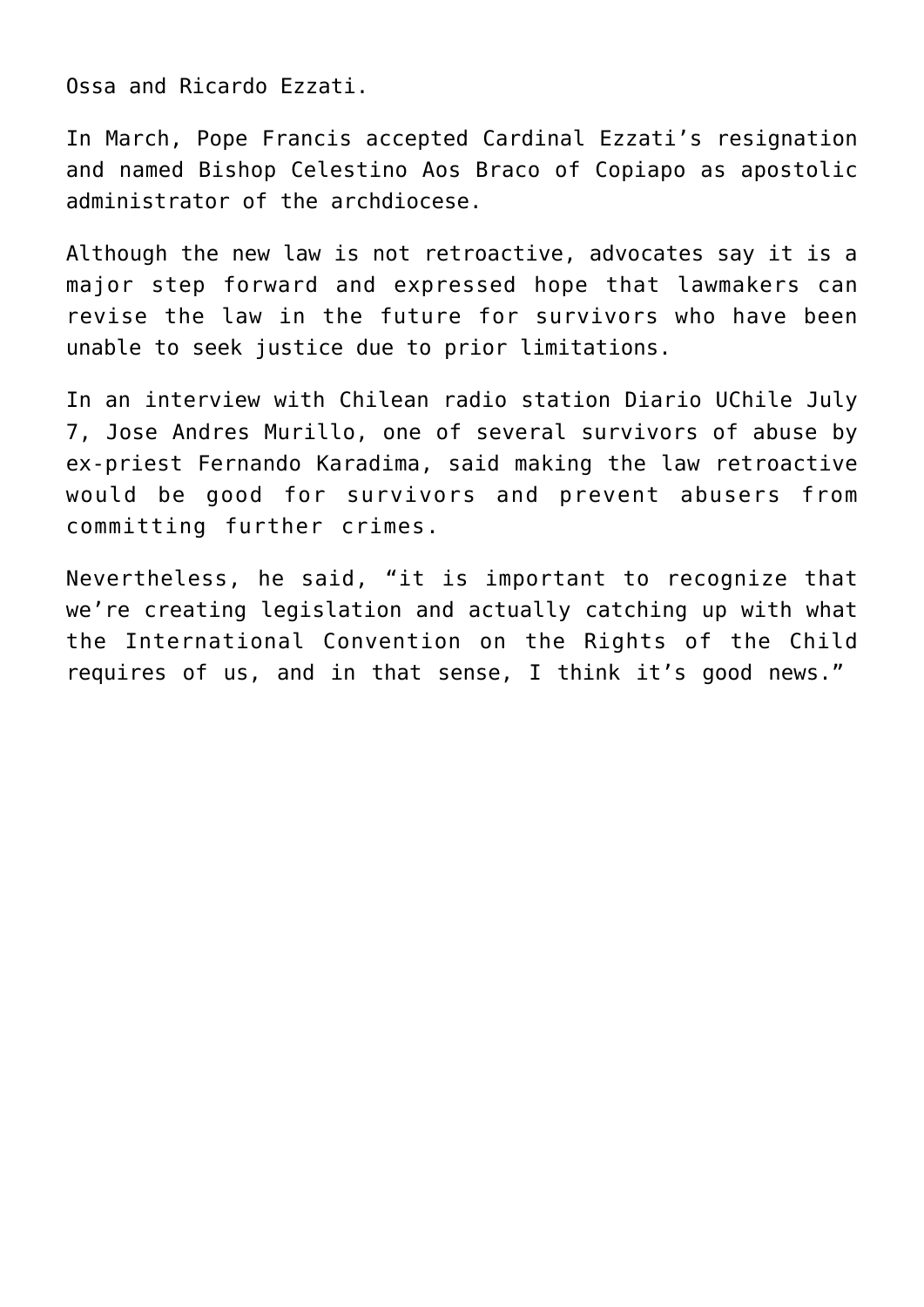Ossa and Ricardo Ezzati.

In March, Pope Francis accepted Cardinal Ezzati's resignation and named Bishop Celestino Aos Braco of Copiapo as apostolic administrator of the archdiocese.

Although the new law is not retroactive, advocates say it is a major step forward and expressed hope that lawmakers can revise the law in the future for survivors who have been unable to seek justice due to prior limitations.

In an interview with Chilean radio station Diario UChile July 7, Jose Andres Murillo, one of several survivors of abuse by ex-priest Fernando Karadima, said making the law retroactive would be good for survivors and prevent abusers from committing further crimes.

Nevertheless, he said, "it is important to recognize that we're creating legislation and actually catching up with what the International Convention on the Rights of the Child requires of us, and in that sense, I think it's good news."